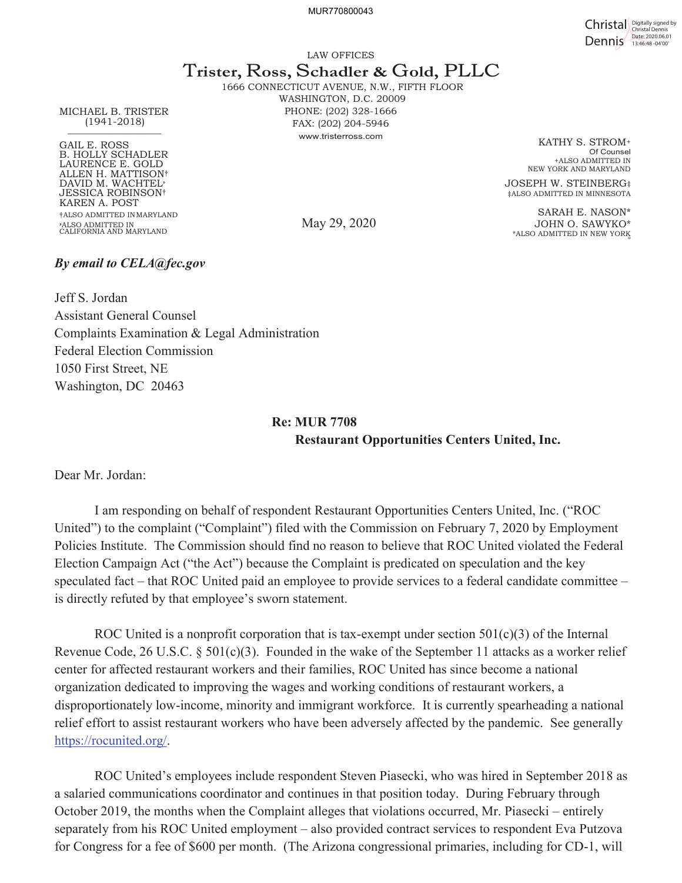MUR770800043

Christal Dennis — Digitally signed by Christal Dennis Date: 2020.06.01 13:46:48 -04'00'

LAW OFFICES

# Trister, Ross, Schadler & Gold, PLLC

1666 CONNECTICUT AVENUE, N.W., FIFTH FLOOR
WASHINGTON, D.C. 20009
PHONE: (202) 328-1666
FAX: (202) 204-5946
www.tristerross.com

MICHAEL B. TRISTER
(1941-2018)

GAIL E. ROSS
B. HOLLY SCHADLER
LAURENCE E. GOLD
ALLEN H. MATTISON†
DAVID M. WACHTEL*
JESSICA ROBINSON†
KAREN A. POST
†ALSO ADMITTED IN MARYLAND
*ALSO ADMITTED IN CALIFORNIA AND MARYLAND

KATHY S. STROM+
Of Counsel
+ALSO ADMITTED IN NEW YORK AND MARYLAND

JOSEPH W. STEINBERG‡
‡ALSO ADMITTED IN MINNESOTA

SARAH E. NASON*
JOHN O. SAWYKO*
*ALSO ADMITTED IN NEW YORK

May 29, 2020

***By email to CELA@fec.gov***

Jeff S. Jordan
Assistant General Counsel
Complaints Examination & Legal Administration
Federal Election Commission
1050 First Street, NE
Washington, DC 20463

**Re: MUR 7708**
**Restaurant Opportunities Centers United, Inc.**

Dear Mr. Jordan:

I am responding on behalf of respondent Restaurant Opportunities Centers United, Inc. ("ROC United") to the complaint ("Complaint") filed with the Commission on February 7, 2020 by Employment Policies Institute. The Commission should find no reason to believe that ROC United violated the Federal Election Campaign Act ("the Act") because the Complaint is predicated on speculation and the key speculated fact – that ROC United paid an employee to provide services to a federal candidate committee – is directly refuted by that employee's sworn statement.

ROC United is a nonprofit corporation that is tax-exempt under section 501(c)(3) of the Internal Revenue Code, 26 U.S.C. § 501(c)(3). Founded in the wake of the September 11 attacks as a worker relief center for affected restaurant workers and their families, ROC United has since become a national organization dedicated to improving the wages and working conditions of restaurant workers, a disproportionately low-income, minority and immigrant workforce. It is currently spearheading a national relief effort to assist restaurant workers who have been adversely affected by the pandemic. See generally https://rocunited.org/.

ROC United's employees include respondent Steven Piasecki, who was hired in September 2018 as a salaried communications coordinator and continues in that position today. During February through October 2019, the months when the Complaint alleges that violations occurred, Mr. Piasecki – entirely separately from his ROC United employment – also provided contract services to respondent Eva Putzova for Congress for a fee of $600 per month. (The Arizona congressional primaries, including for CD-1, will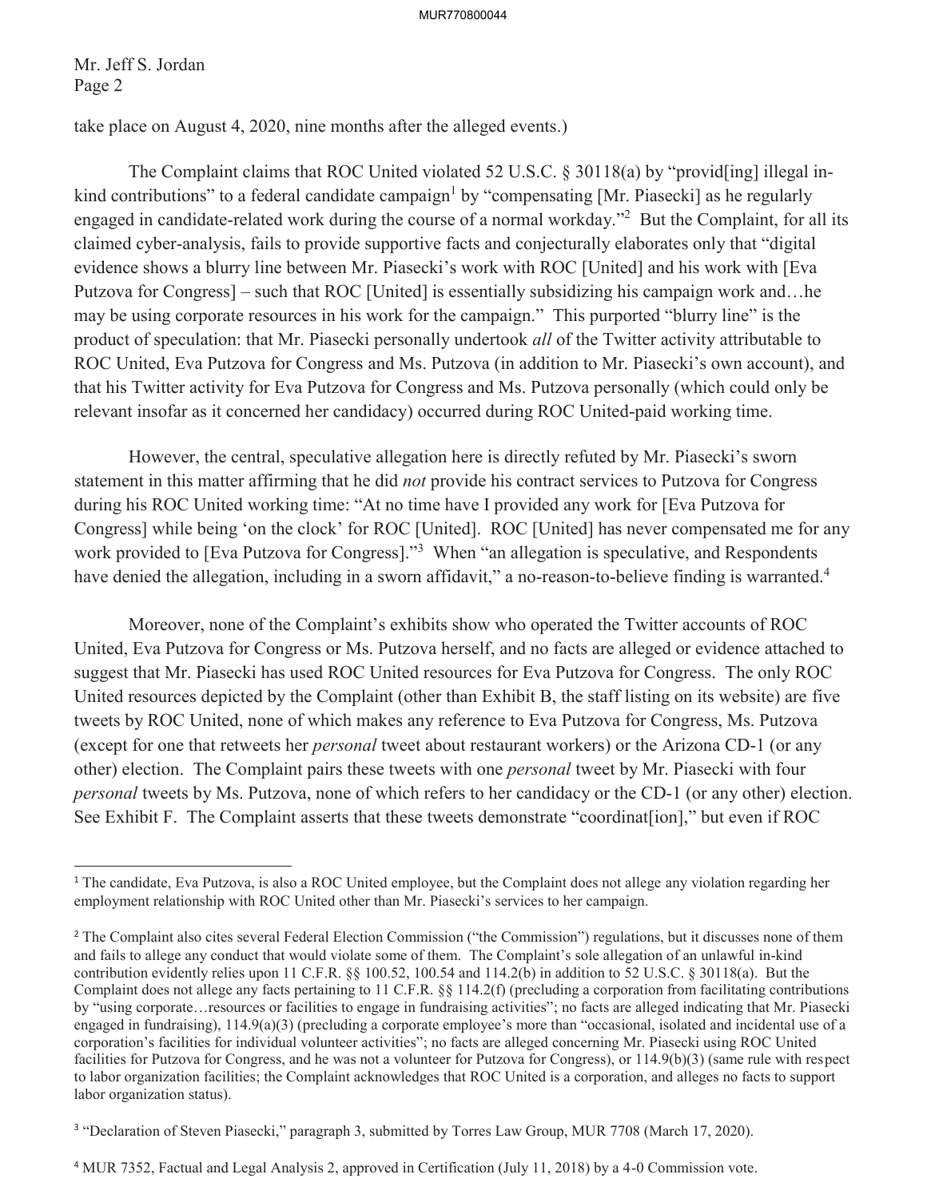Mr. Jeff S. Jordan
Page 2

take place on August 4, 2020, nine months after the alleged events.)

The Complaint claims that ROC United violated 52 U.S.C. § 30118(a) by "provid[ing] illegal in-kind contributions" to a federal candidate campaign[1] by "compensating [Mr. Piasecki] as he regularly engaged in candidate-related work during the course of a normal workday."[2] But the Complaint, for all its claimed cyber-analysis, fails to provide supportive facts and conjecturally elaborates only that "digital evidence shows a blurry line between Mr. Piasecki's work with ROC [United] and his work with [Eva Putzova for Congress] – such that ROC [United] is essentially subsidizing his campaign work and…he may be using corporate resources in his work for the campaign." This purported "blurry line" is the product of speculation: that Mr. Piasecki personally undertook *all* of the Twitter activity attributable to ROC United, Eva Putzova for Congress and Ms. Putzova (in addition to Mr. Piasecki's own account), and that his Twitter activity for Eva Putzova for Congress and Ms. Putzova personally (which could only be relevant insofar as it concerned her candidacy) occurred during ROC United-paid working time.

However, the central, speculative allegation here is directly refuted by Mr. Piasecki's sworn statement in this matter affirming that he did *not* provide his contract services to Putzova for Congress during his ROC United working time: "At no time have I provided any work for [Eva Putzova for Congress] while being 'on the clock' for ROC [United]. ROC [United] has never compensated me for any work provided to [Eva Putzova for Congress]."[3] When "an allegation is speculative, and Respondents have denied the allegation, including in a sworn affidavit," a no-reason-to-believe finding is warranted.[4]

Moreover, none of the Complaint's exhibits show who operated the Twitter accounts of ROC United, Eva Putzova for Congress or Ms. Putzova herself, and no facts are alleged or evidence attached to suggest that Mr. Piasecki has used ROC United resources for Eva Putzova for Congress. The only ROC United resources depicted by the Complaint (other than Exhibit B, the staff listing on its website) are five tweets by ROC United, none of which makes any reference to Eva Putzova for Congress, Ms. Putzova (except for one that retweets her *personal* tweet about restaurant workers) or the Arizona CD-1 (or any other) election. The Complaint pairs these tweets with one *personal* tweet by Mr. Piasecki with four *personal* tweets by Ms. Putzova, none of which refers to her candidacy or the CD-1 (or any other) election. See Exhibit F. The Complaint asserts that these tweets demonstrate "coordinat[ion]," but even if ROC

---

[1] The candidate, Eva Putzova, is also a ROC United employee, but the Complaint does not allege any violation regarding her employment relationship with ROC United other than Mr. Piasecki's services to her campaign.

[2] The Complaint also cites several Federal Election Commission ("the Commission") regulations, but it discusses none of them and fails to allege any conduct that would violate some of them. The Complaint's sole allegation of an unlawful in-kind contribution evidently relies upon 11 C.F.R. §§ 100.52, 100.54 and 114.2(b) in addition to 52 U.S.C. § 30118(a). But the Complaint does not allege any facts pertaining to 11 C.F.R. §§ 114.2(f) (precluding a corporation from facilitating contributions by "using corporate…resources or facilities to engage in fundraising activities"; no facts are alleged indicating that Mr. Piasecki engaged in fundraising), 114.9(a)(3) (precluding a corporate employee's more than "occasional, isolated and incidental use of a corporation's facilities for individual volunteer activities"; no facts are alleged concerning Mr. Piasecki using ROC United facilities for Putzova for Congress, and he was not a volunteer for Putzova for Congress), or 114.9(b)(3) (same rule with respect to labor organization facilities; the Complaint acknowledges that ROC United is a corporation, and alleges no facts to support labor organization status).

[3] "Declaration of Steven Piasecki," paragraph 3, submitted by Torres Law Group, MUR 7708 (March 17, 2020).

[4] MUR 7352, Factual and Legal Analysis 2, approved in Certification (July 11, 2018) by a 4-0 Commission vote.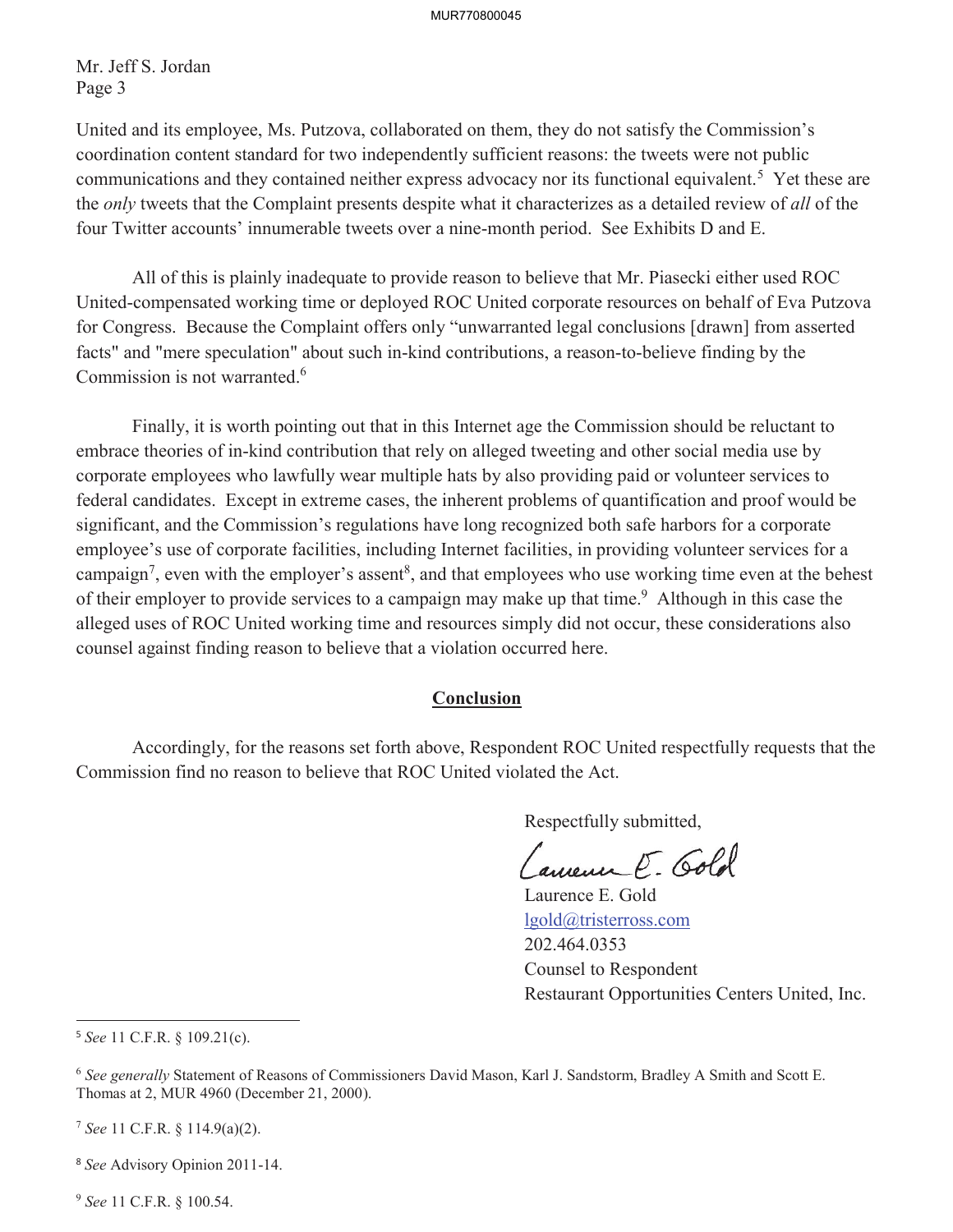United and its employee, Ms. Putzova, collaborated on them, they do not satisfy the Commission's coordination content standard for two independently sufficient reasons: the tweets were not public communications and they contained neither express advocacy nor its functional equivalent.[5] Yet these are the *only* tweets that the Complaint presents despite what it characterizes as a detailed review of *all* of the four Twitter accounts' innumerable tweets over a nine-month period. See Exhibits D and E.

All of this is plainly inadequate to provide reason to believe that Mr. Piasecki either used ROC United-compensated working time or deployed ROC United corporate resources on behalf of Eva Putzova for Congress. Because the Complaint offers only "unwarranted legal conclusions [drawn] from asserted facts" and "mere speculation" about such in-kind contributions, a reason-to-believe finding by the Commission is not warranted.[6]

Finally, it is worth pointing out that in this Internet age the Commission should be reluctant to embrace theories of in-kind contribution that rely on alleged tweeting and other social media use by corporate employees who lawfully wear multiple hats by also providing paid or volunteer services to federal candidates. Except in extreme cases, the inherent problems of quantification and proof would be significant, and the Commission's regulations have long recognized both safe harbors for a corporate employee's use of corporate facilities, including Internet facilities, in providing volunteer services for a campaign[7], even with the employer's assent[8], and that employees who use working time even at the behest of their employer to provide services to a campaign may make up that time.[9] Although in this case the alleged uses of ROC United working time and resources simply did not occur, these considerations also counsel against finding reason to believe that a violation occurred here.

## Conclusion

Accordingly, for the reasons set forth above, Respondent ROC United respectfully requests that the Commission find no reason to believe that ROC United violated the Act.

Respectfully submitted,

Laurence E. Gold

Laurence E. Gold
lgold@tristerross.com
202.464.0353
Counsel to Respondent
Restaurant Opportunities Centers United, Inc.

---

[5] *See* 11 C.F.R. § 109.21(c).

[6] *See generally* Statement of Reasons of Commissioners David Mason, Karl J. Sandstorm, Bradley A Smith and Scott E. Thomas at 2, MUR 4960 (December 21, 2000).

[7] *See* 11 C.F.R. § 114.9(a)(2).

[8] *See* Advisory Opinion 2011-14.

[9] *See* 11 C.F.R. § 100.54.